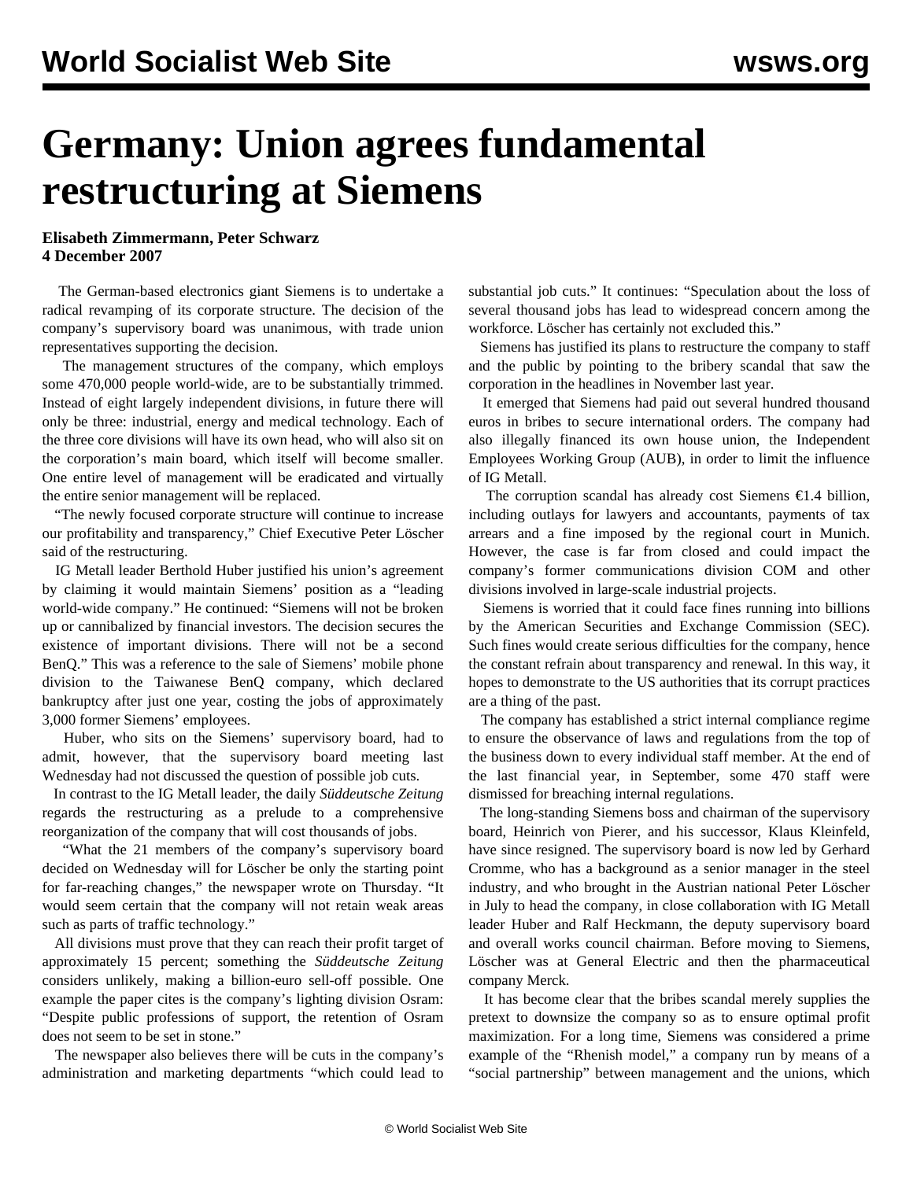# Germany: Union agrees fundamental restructuring at Siemens

**Elisabeth Zimmermann, Peter Schwarz**
**4 December 2007**

The German-based electronics giant Siemens is to undertake a radical revamping of its corporate structure. The decision of the company's supervisory board was unanimous, with trade union representatives supporting the decision.

The management structures of the company, which employs some 470,000 people world-wide, are to be substantially trimmed. Instead of eight largely independent divisions, in future there will only be three: industrial, energy and medical technology. Each of the three core divisions will have its own head, who will also sit on the corporation's main board, which itself will become smaller. One entire level of management will be eradicated and virtually the entire senior management will be replaced.

"The newly focused corporate structure will continue to increase our profitability and transparency," Chief Executive Peter Löscher said of the restructuring.

IG Metall leader Berthold Huber justified his union's agreement by claiming it would maintain Siemens' position as a "leading world-wide company." He continued: "Siemens will not be broken up or cannibalized by financial investors. The decision secures the existence of important divisions. There will not be a second BenQ." This was a reference to the sale of Siemens' mobile phone division to the Taiwanese BenQ company, which declared bankruptcy after just one year, costing the jobs of approximately 3,000 former Siemens' employees.

Huber, who sits on the Siemens' supervisory board, had to admit, however, that the supervisory board meeting last Wednesday had not discussed the question of possible job cuts.

In contrast to the IG Metall leader, the daily *Süddeutsche Zeitung* regards the restructuring as a prelude to a comprehensive reorganization of the company that will cost thousands of jobs.

"What the 21 members of the company's supervisory board decided on Wednesday will for Löscher be only the starting point for far-reaching changes," the newspaper wrote on Thursday. "It would seem certain that the company will not retain weak areas such as parts of traffic technology."

All divisions must prove that they can reach their profit target of approximately 15 percent; something the *Süddeutsche Zeitung* considers unlikely, making a billion-euro sell-off possible. One example the paper cites is the company's lighting division Osram: "Despite public professions of support, the retention of Osram does not seem to be set in stone."

The newspaper also believes there will be cuts in the company's administration and marketing departments "which could lead to substantial job cuts." It continues: "Speculation about the loss of several thousand jobs has lead to widespread concern among the workforce. Löscher has certainly not excluded this."

Siemens has justified its plans to restructure the company to staff and the public by pointing to the bribery scandal that saw the corporation in the headlines in November last year.

It emerged that Siemens had paid out several hundred thousand euros in bribes to secure international orders. The company had also illegally financed its own house union, the Independent Employees Working Group (AUB), in order to limit the influence of IG Metall.

The corruption scandal has already cost Siemens €1.4 billion, including outlays for lawyers and accountants, payments of tax arrears and a fine imposed by the regional court in Munich. However, the case is far from closed and could impact the company's former communications division COM and other divisions involved in large-scale industrial projects.

Siemens is worried that it could face fines running into billions by the American Securities and Exchange Commission (SEC). Such fines would create serious difficulties for the company, hence the constant refrain about transparency and renewal. In this way, it hopes to demonstrate to the US authorities that its corrupt practices are a thing of the past.

The company has established a strict internal compliance regime to ensure the observance of laws and regulations from the top of the business down to every individual staff member. At the end of the last financial year, in September, some 470 staff were dismissed for breaching internal regulations.

The long-standing Siemens boss and chairman of the supervisory board, Heinrich von Pierer, and his successor, Klaus Kleinfeld, have since resigned. The supervisory board is now led by Gerhard Cromme, who has a background as a senior manager in the steel industry, and who brought in the Austrian national Peter Löscher in July to head the company, in close collaboration with IG Metall leader Huber and Ralf Heckmann, the deputy supervisory board and overall works council chairman. Before moving to Siemens, Löscher was at General Electric and then the pharmaceutical company Merck.

It has become clear that the bribes scandal merely supplies the pretext to downsize the company so as to ensure optimal profit maximization. For a long time, Siemens was considered a prime example of the "Rhenish model," a company run by means of a "social partnership" between management and the unions, which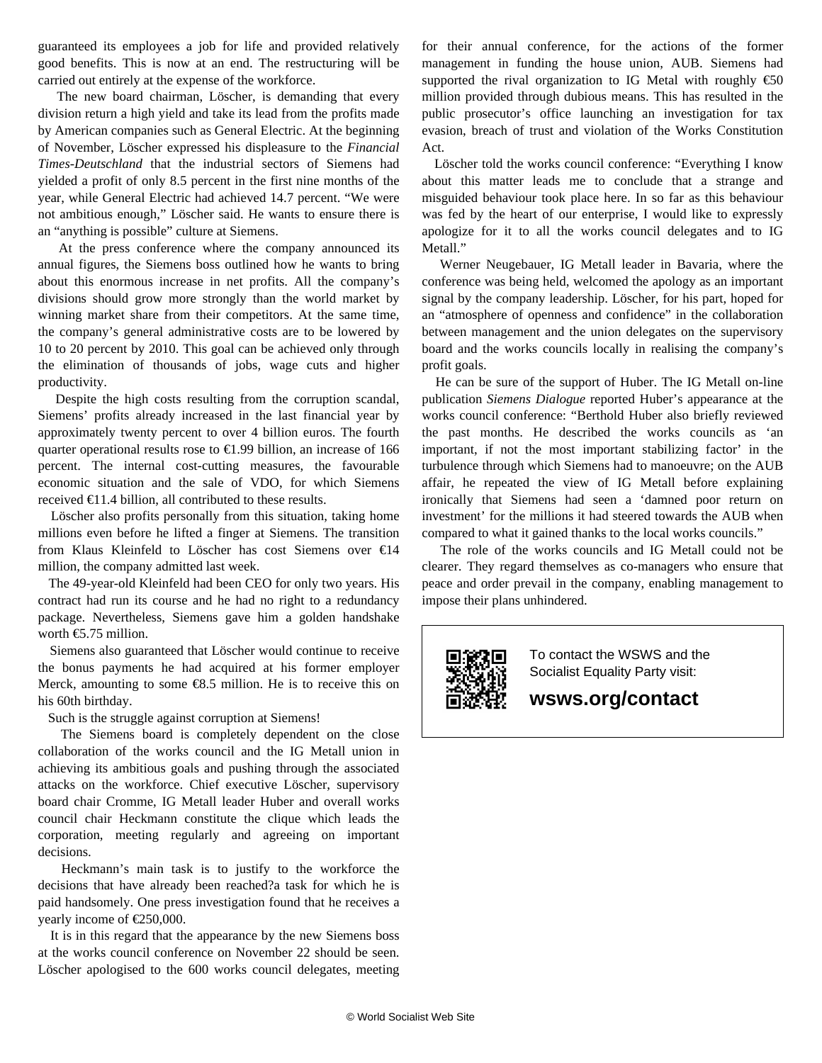guaranteed its employees a job for life and provided relatively good benefits. This is now at an end. The restructuring will be carried out entirely at the expense of the workforce.

The new board chairman, Löscher, is demanding that every division return a high yield and take its lead from the profits made by American companies such as General Electric. At the beginning of November, Löscher expressed his displeasure to the *Financial Times-Deutschland* that the industrial sectors of Siemens had yielded a profit of only 8.5 percent in the first nine months of the year, while General Electric had achieved 14.7 percent. "We were not ambitious enough," Löscher said. He wants to ensure there is an "anything is possible" culture at Siemens.

At the press conference where the company announced its annual figures, the Siemens boss outlined how he wants to bring about this enormous increase in net profits. All the company's divisions should grow more strongly than the world market by winning market share from their competitors. At the same time, the company's general administrative costs are to be lowered by 10 to 20 percent by 2010. This goal can be achieved only through the elimination of thousands of jobs, wage cuts and higher productivity.

Despite the high costs resulting from the corruption scandal, Siemens' profits already increased in the last financial year by approximately twenty percent to over 4 billion euros. The fourth quarter operational results rose to €1.99 billion, an increase of 166 percent. The internal cost-cutting measures, the favourable economic situation and the sale of VDO, for which Siemens received €11.4 billion, all contributed to these results.

Löscher also profits personally from this situation, taking home millions even before he lifted a finger at Siemens. The transition from Klaus Kleinfeld to Löscher has cost Siemens over €14 million, the company admitted last week.

The 49-year-old Kleinfeld had been CEO for only two years. His contract had run its course and he had no right to a redundancy package. Nevertheless, Siemens gave him a golden handshake worth €5.75 million.

Siemens also guaranteed that Löscher would continue to receive the bonus payments he had acquired at his former employer Merck, amounting to some €8.5 million. He is to receive this on his 60th birthday.

Such is the struggle against corruption at Siemens!

The Siemens board is completely dependent on the close collaboration of the works council and the IG Metall union in achieving its ambitious goals and pushing through the associated attacks on the workforce. Chief executive Löscher, supervisory board chair Cromme, IG Metall leader Huber and overall works council chair Heckmann constitute the clique which leads the corporation, meeting regularly and agreeing on important decisions.

Heckmann's main task is to justify to the workforce the decisions that have already been reached?a task for which he is paid handsomely. One press investigation found that he receives a yearly income of €250,000.

It is in this regard that the appearance by the new Siemens boss at the works council conference on November 22 should be seen. Löscher apologised to the 600 works council delegates, meeting for their annual conference, for the actions of the former management in funding the house union, AUB. Siemens had supported the rival organization to IG Metal with roughly €50 million provided through dubious means. This has resulted in the public prosecutor's office launching an investigation for tax evasion, breach of trust and violation of the Works Constitution Act.

Löscher told the works council conference: "Everything I know about this matter leads me to conclude that a strange and misguided behaviour took place here. In so far as this behaviour was fed by the heart of our enterprise, I would like to expressly apologize for it to all the works council delegates and to IG Metall."

Werner Neugebauer, IG Metall leader in Bavaria, where the conference was being held, welcomed the apology as an important signal by the company leadership. Löscher, for his part, hoped for an "atmosphere of openness and confidence" in the collaboration between management and the union delegates on the supervisory board and the works councils locally in realising the company's profit goals.

He can be sure of the support of Huber. The IG Metall on-line publication *Siemens Dialogue* reported Huber's appearance at the works council conference: "Berthold Huber also briefly reviewed the past months. He described the works councils as 'an important, if not the most important stabilizing factor' in the turbulence through which Siemens had to manoeuvre; on the AUB affair, he repeated the view of IG Metall before explaining ironically that Siemens had seen a 'damned poor return on investment' for the millions it had steered towards the AUB when compared to what it gained thanks to the local works councils."

The role of the works councils and IG Metall could not be clearer. They regard themselves as co-managers who ensure that peace and order prevail in the company, enabling management to impose their plans unhindered.

To contact the WSWS and the Socialist Equality Party visit:

**wsws.org/contact**